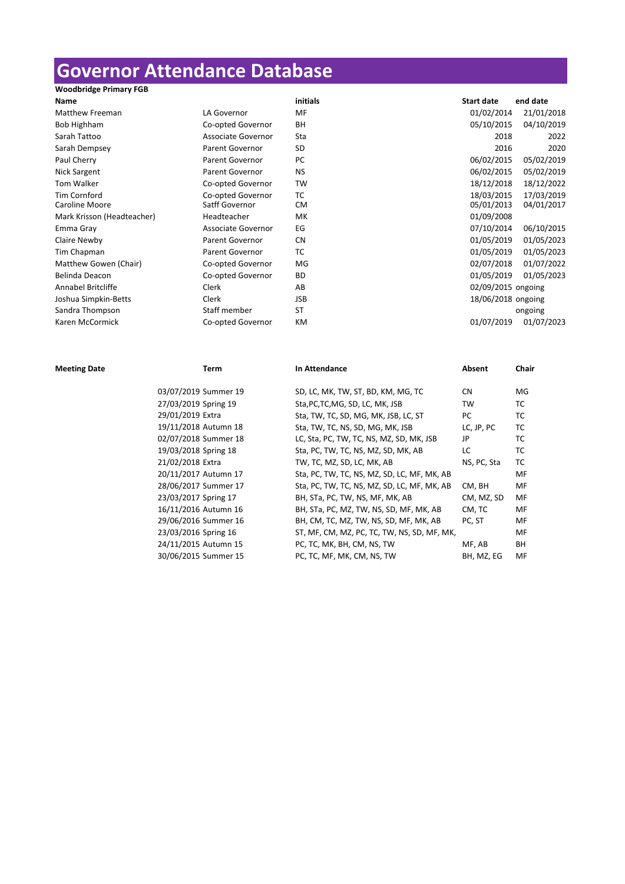# Governor Attendance Database

**Woodbridge Primary FGB**

| Name | | initials | Start date | end date |
|---|---|---|---|---|
| Matthew Freeman | LA Governor | MF | 01/02/2014 | 21/01/2018 |
| Bob Highham | Co-opted Governor | BH | 05/10/2015 | 04/10/2019 |
| Sarah Tattoo | Associate Governor | Sta | 2018 | 2022 |
| Sarah Dempsey | Parent Governor | SD | 2016 | 2020 |
| Paul Cherry | Parent Governor | PC | 06/02/2015 | 05/02/2019 |
| Nick Sargent | Parent Governor | NS | 06/02/2015 | 05/02/2019 |
| Tom Walker | Co-opted Governor | TW | 18/12/2018 | 18/12/2022 |
| Tim Cornford | Co-opted Governor | TC | 18/03/2015 | 17/03/2019 |
| Caroline Moore | Satff Governor | CM | 05/01/2013 | 04/01/2017 |
| Mark Krisson (Headteacher) | Headteacher | MK | 01/09/2008 | |
| Emma Gray | Associate Governor | EG | 07/10/2014 | 06/10/2015 |
| Claire Newby | Parent Governor | CN | 01/05/2019 | 01/05/2023 |
| Tim Chapman | Parent Governor | TC | 01/05/2019 | 01/05/2023 |
| Matthew Gowen (Chair) | Co-opted Governor | MG | 02/07/2018 | 01/07/2022 |
| Belinda Deacon | Co-opted Governor | BD | 01/05/2019 | 01/05/2023 |
| Annabel Britcliffe | Clerk | AB | 02/09/2015 | ongoing |
| Joshua Simpkin-Betts | Clerk | JSB | 18/06/2018 | ongoing |
| Sandra Thompson | Staff member | ST | | ongoing |
| Karen McCormick | Co-opted Governor | KM | 01/07/2019 | 01/07/2023 |

| Meeting Date | Term | In Attendance | Absent | Chair |
|---|---|---|---|---|
| 03/07/2019 | Summer 19 | SD, LC, MK, TW, ST, BD, KM, MG, TC | CN | MG |
| 27/03/2019 | Spring 19 | Sta,PC,TC,MG, SD, LC, MK, JSB | TW | TC |
| 29/01/2019 | Extra | Sta, TW, TC, SD, MG, MK, JSB, LC, ST | PC | TC |
| 19/11/2018 | Autumn 18 | Sta, TW, TC, NS, SD, MG, MK, JSB | LC, JP, PC | TC |
| 02/07/2018 | Summer 18 | LC, Sta, PC, TW, TC, NS, MZ, SD, MK, JSB | JP | TC |
| 19/03/2018 | Spring 18 | Sta, PC, TW, TC, NS, MZ, SD, MK, AB | LC | TC |
| 21/02/2018 | Extra | TW, TC, MZ, SD, LC, MK, AB | NS, PC, Sta | TC |
| 20/11/2017 | Autumn 17 | Sta, PC, TW, TC, NS, MZ, SD, LC, MF, MK, AB | | MF |
| 28/06/2017 | Summer 17 | Sta, PC, TW, TC, NS, MZ, SD, LC, MF, MK, AB | CM, BH | MF |
| 23/03/2017 | Spring 17 | BH, STa, PC, TW, NS, MF, MK, AB | CM, MZ, SD | MF |
| 16/11/2016 | Autumn 16 | BH, STa, PC, MZ, TW, NS, SD, MF, MK, AB | CM, TC | MF |
| 29/06/2016 | Summer 16 | BH, CM, TC, MZ, TW, NS, SD, MF, MK, AB | PC, ST | MF |
| 23/03/2016 | Spring 16 | ST, MF, CM, MZ, PC, TC, TW, NS, SD, MF, MK, | | MF |
| 24/11/2015 | Autumn 15 | PC, TC, MK, BH, CM, NS, TW | MF, AB | BH |
| 30/06/2015 | Summer 15 | PC, TC, MF, MK, CM, NS, TW | BH, MZ, EG | MF |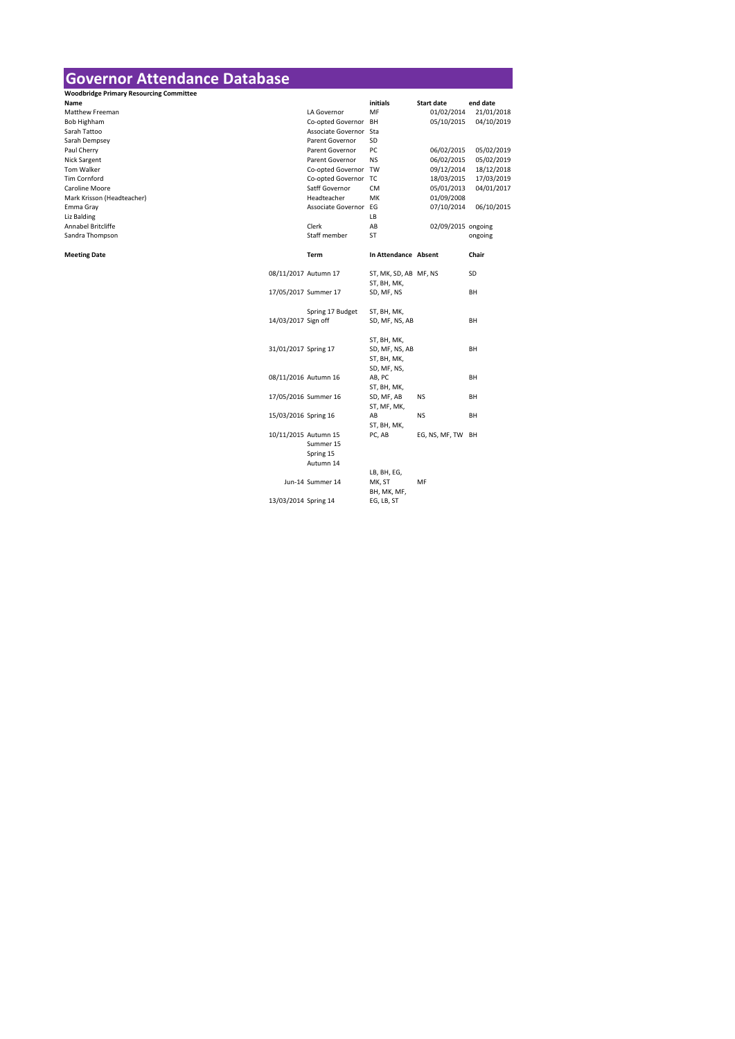# Governor Attendance Database

**Woodbridge Primary Resourcing Committee**

| Name | | initials | Start date | end date |
|---|---|---|---|---|
| Matthew Freeman | LA Governor | MF | 01/02/2014 | 21/01/2018 |
| Bob Highham | Co-opted Governor | BH | 05/10/2015 | 04/10/2019 |
| Sarah Tattoo | Associate Governor | Sta | | |
| Sarah Dempsey | Parent Governor | SD | | |
| Paul Cherry | Parent Governor | PC | 06/02/2015 | 05/02/2019 |
| Nick Sargent | Parent Governor | NS | 06/02/2015 | 05/02/2019 |
| Tom Walker | Co-opted Governor | TW | 09/12/2014 | 18/12/2018 |
| Tim Cornford | Co-opted Governor | TC | 18/03/2015 | 17/03/2019 |
| Caroline Moore | Satff Governor | CM | 05/01/2013 | 04/01/2017 |
| Mark Krisson (Headteacher) | Headteacher | MK | 01/09/2008 | |
| Emma Gray | Associate Governor | EG | 07/10/2014 | 06/10/2015 |
| Liz Balding | | LB | | |
| Annabel Britcliffe | Clerk | AB | 02/09/2015 | ongoing |
| Sandra Thompson | Staff member | ST | | ongoing |

| Meeting Date | Term | In Attendance | Absent | Chair |
|---|---|---|---|---|
| 08/11/2017 | Autumn 17 | ST, MK, SD, AB | MF, NS | SD |
| 17/05/2017 | Summer 17 | ST, BH, MK, SD, MF, NS | | BH |
| 14/03/2017 | Spring 17 Budget Sign off | ST, BH, MK, SD, MF, NS, AB | | BH |
| 31/01/2017 | Spring 17 | ST, BH, MK, SD, MF, NS, AB | | BH |
| 08/11/2016 | Autumn 16 | ST, BH, MK, SD, MF, NS, AB, PC | | BH |
| 17/05/2016 | Summer 16 | ST, BH, MK, SD, MF, AB | NS | BH |
| 15/03/2016 | Spring 16 | ST, MF, MK, AB | NS | BH |
| 10/11/2015 | Autumn 15 | ST, BH, MK, PC, AB | EG, NS, MF, TW | BH |
| | Summer 15 | | | |
| | Spring 15 | | | |
| | Autumn 14 | | | |
| Jun-14 | Summer 14 | LB, BH, EG, MK, ST | MF | |
| 13/03/2014 | Spring 14 | BH, MK, MF, EG, LB, ST | | |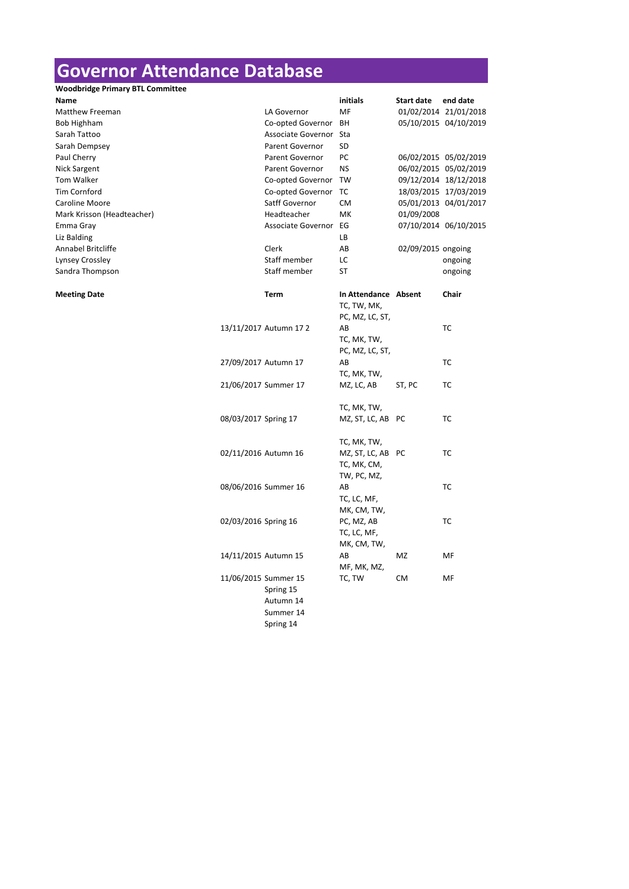# Governor Attendance Database

**Woodbridge Primary BTL Committee**

| **Name** | | **initials** | **Start date** | **end date** |
|---|---|---|---|---|
| Matthew Freeman | LA Governor | MF | 01/02/2014 | 21/01/2018 |
| Bob Highham | Co-opted Governor | BH | 05/10/2015 | 04/10/2019 |
| Sarah Tattoo | Associate Governor | Sta | | |
| Sarah Dempsey | Parent Governor | SD | | |
| Paul Cherry | Parent Governor | PC | 06/02/2015 | 05/02/2019 |
| Nick Sargent | Parent Governor | NS | 06/02/2015 | 05/02/2019 |
| Tom Walker | Co-opted Governor | TW | 09/12/2014 | 18/12/2018 |
| Tim Cornford | Co-opted Governor | TC | 18/03/2015 | 17/03/2019 |
| Caroline Moore | Satff Governor | CM | 05/01/2013 | 04/01/2017 |
| Mark Krisson (Headteacher) | Headteacher | MK | 01/09/2008 | |
| Emma Gray | Associate Governor | EG | 07/10/2014 | 06/10/2015 |
| Liz Balding | | LB | | |
| Annabel Britcliffe | Clerk | AB | 02/09/2015 | ongoing |
| Lynsey Crossley | Staff member | LC | | ongoing |
| Sandra Thompson | Staff member | ST | | ongoing |

| **Meeting Date** | | **Term** | **In Attendance** | **Absent** | **Chair** |
|---|---|---|---|---|---|
| | 13/11/2017 | Autumn 17 2 | TC, TW, MK, PC, MZ, LC, ST, AB | | TC |
| | 27/09/2017 | Autumn 17 | TC, MK, TW, PC, MZ, LC, ST, AB | | TC |
| | 21/06/2017 | Summer 17 | TC, MK, TW, MZ, LC, AB | ST, PC | TC |
| | 08/03/2017 | Spring 17 | TC, MK, TW, MZ, ST, LC, AB | PC | TC |
| | 02/11/2016 | Autumn 16 | TC, MK, TW, MZ, ST, LC, AB | PC | TC |
| | 08/06/2016 | Summer 16 | TC, MK, CM, TW, PC, MZ, AB | | TC |
| | 02/03/2016 | Spring 16 | TC, LC, MF, MK, CM, TW, PC, MZ, AB | | TC |
| | 14/11/2015 | Autumn 15 | TC, LC, MF, MK, CM, TW, AB | MZ | MF |
| | 11/06/2015 | Summer 15 | MF, MK, MZ, TC, TW | CM | MF |
| | | Spring 15 | | | |
| | | Autumn 14 | | | |
| | | Summer 14 | | | |
| | | Spring 14 | | | |